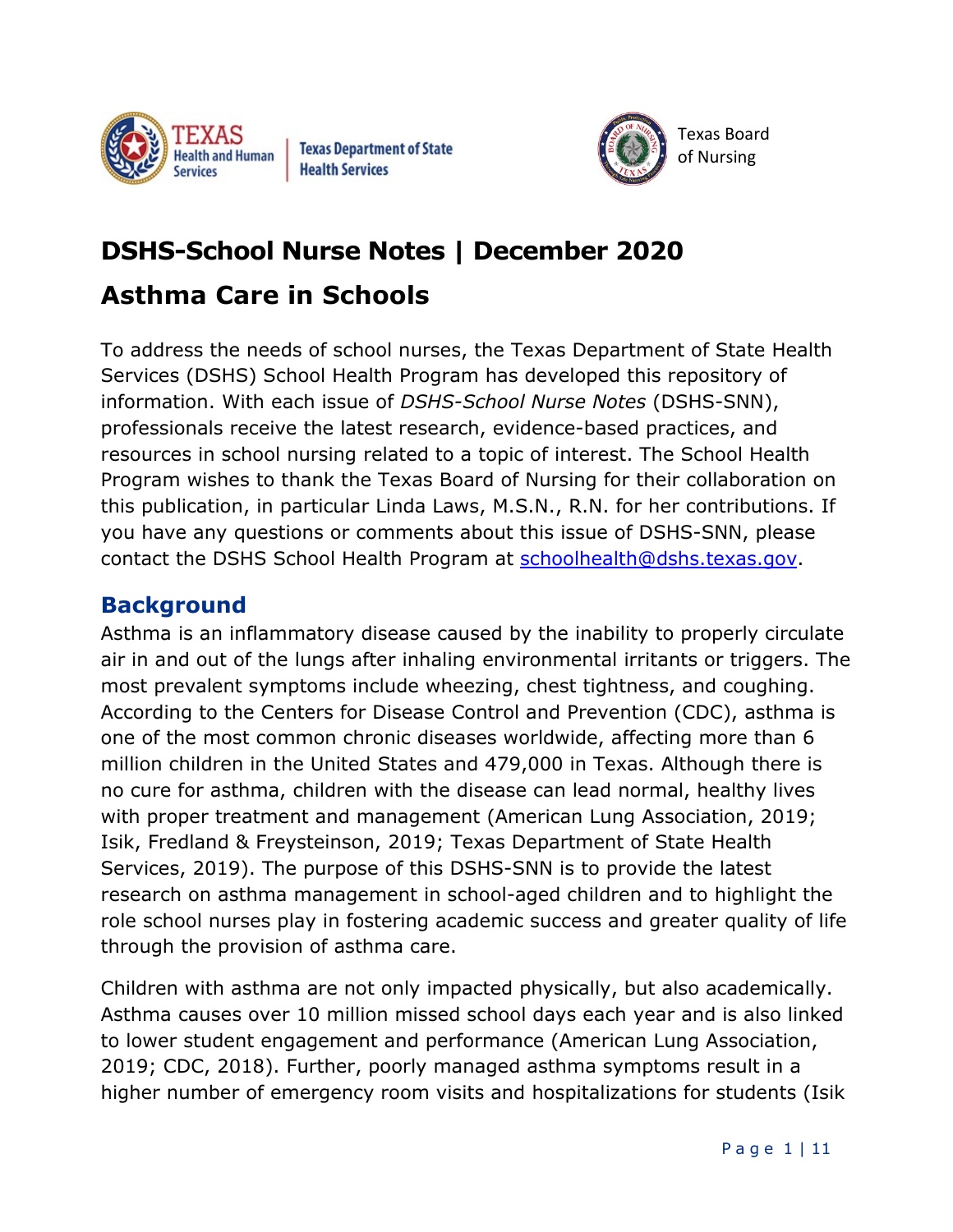Texas Health and Human Services | Texas Department of State Health Services

Texas Board of Nursing

# DSHS-School Nurse Notes | December 2020

# Asthma Care in Schools

To address the needs of school nurses, the Texas Department of State Health Services (DSHS) School Health Program has developed this repository of information. With each issue of *DSHS-School Nurse Notes* (DSHS-SNN), professionals receive the latest research, evidence-based practices, and resources in school nursing related to a topic of interest. The School Health Program wishes to thank the Texas Board of Nursing for their collaboration on this publication, in particular Linda Laws, M.S.N., R.N. for her contributions. If you have any questions or comments about this issue of DSHS-SNN, please contact the DSHS School Health Program at [schoolhealth@dshs.texas.gov](mailto:schoolhealth@dshs.texas.gov).

## Background

Asthma is an inflammatory disease caused by the inability to properly circulate air in and out of the lungs after inhaling environmental irritants or triggers. The most prevalent symptoms include wheezing, chest tightness, and coughing. According to the Centers for Disease Control and Prevention (CDC), asthma is one of the most common chronic diseases worldwide, affecting more than 6 million children in the United States and 479,000 in Texas. Although there is no cure for asthma, children with the disease can lead normal, healthy lives with proper treatment and management (American Lung Association, 2019; Isik, Fredland & Freysteinson, 2019; Texas Department of State Health Services, 2019). The purpose of this DSHS-SNN is to provide the latest research on asthma management in school-aged children and to highlight the role school nurses play in fostering academic success and greater quality of life through the provision of asthma care.

Children with asthma are not only impacted physically, but also academically. Asthma causes over 10 million missed school days each year and is also linked to lower student engagement and performance (American Lung Association, 2019; CDC, 2018). Further, poorly managed asthma symptoms result in a higher number of emergency room visits and hospitalizations for students (Isik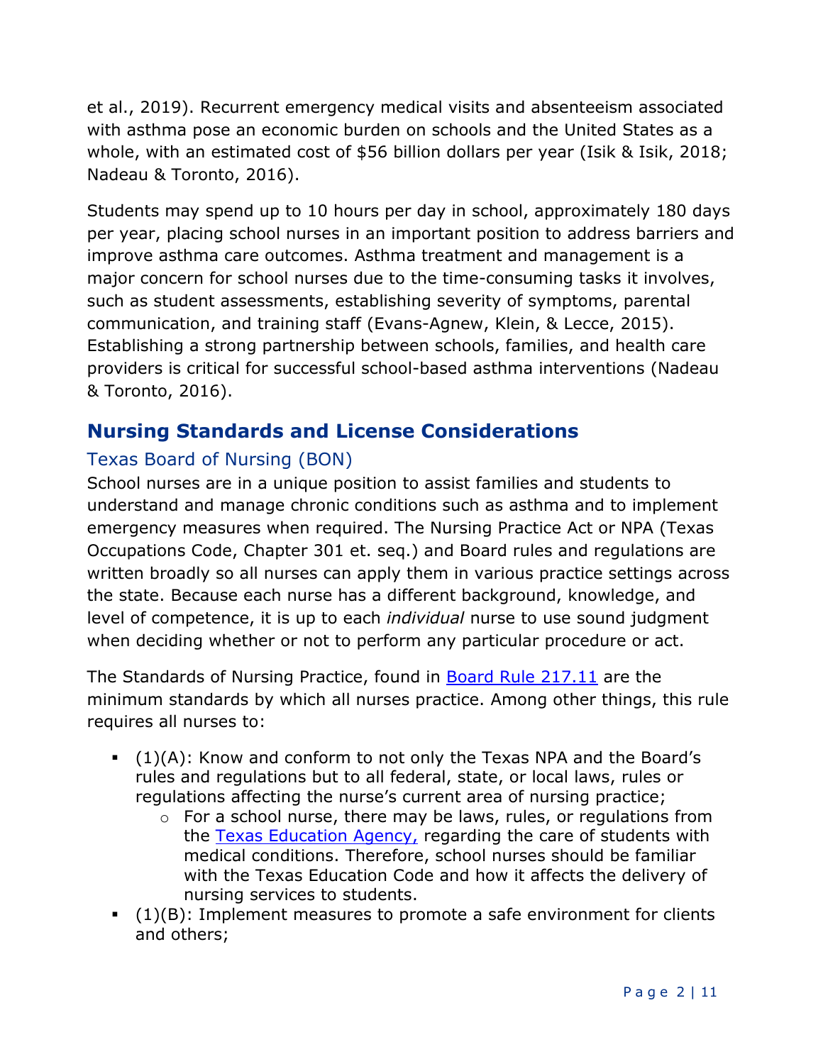et al., 2019). Recurrent emergency medical visits and absenteeism associated with asthma pose an economic burden on schools and the United States as a whole, with an estimated cost of $56 billion dollars per year (Isik & Isik, 2018; Nadeau & Toronto, 2016).

Students may spend up to 10 hours per day in school, approximately 180 days per year, placing school nurses in an important position to address barriers and improve asthma care outcomes. Asthma treatment and management is a major concern for school nurses due to the time-consuming tasks it involves, such as student assessments, establishing severity of symptoms, parental communication, and training staff (Evans-Agnew, Klein, & Lecce, 2015). Establishing a strong partnership between schools, families, and health care providers is critical for successful school-based asthma interventions (Nadeau & Toronto, 2016).

## Nursing Standards and License Considerations

### Texas Board of Nursing (BON)

School nurses are in a unique position to assist families and students to understand and manage chronic conditions such as asthma and to implement emergency measures when required. The Nursing Practice Act or NPA (Texas Occupations Code, Chapter 301 et. seq.) and Board rules and regulations are written broadly so all nurses can apply them in various practice settings across the state. Because each nurse has a different background, knowledge, and level of competence, it is up to each *individual* nurse to use sound judgment when deciding whether or not to perform any particular procedure or act.

The Standards of Nursing Practice, found in [Board Rule 217.11] are the minimum standards by which all nurses practice. Among other things, this rule requires all nurses to:

- (1)(A): Know and conform to not only the Texas NPA and the Board's rules and regulations but to all federal, state, or local laws, rules or regulations affecting the nurse's current area of nursing practice;
  - For a school nurse, there may be laws, rules, or regulations from the [Texas Education Agency,] regarding the care of students with medical conditions. Therefore, school nurses should be familiar with the Texas Education Code and how it affects the delivery of nursing services to students.
- (1)(B): Implement measures to promote a safe environment for clients and others;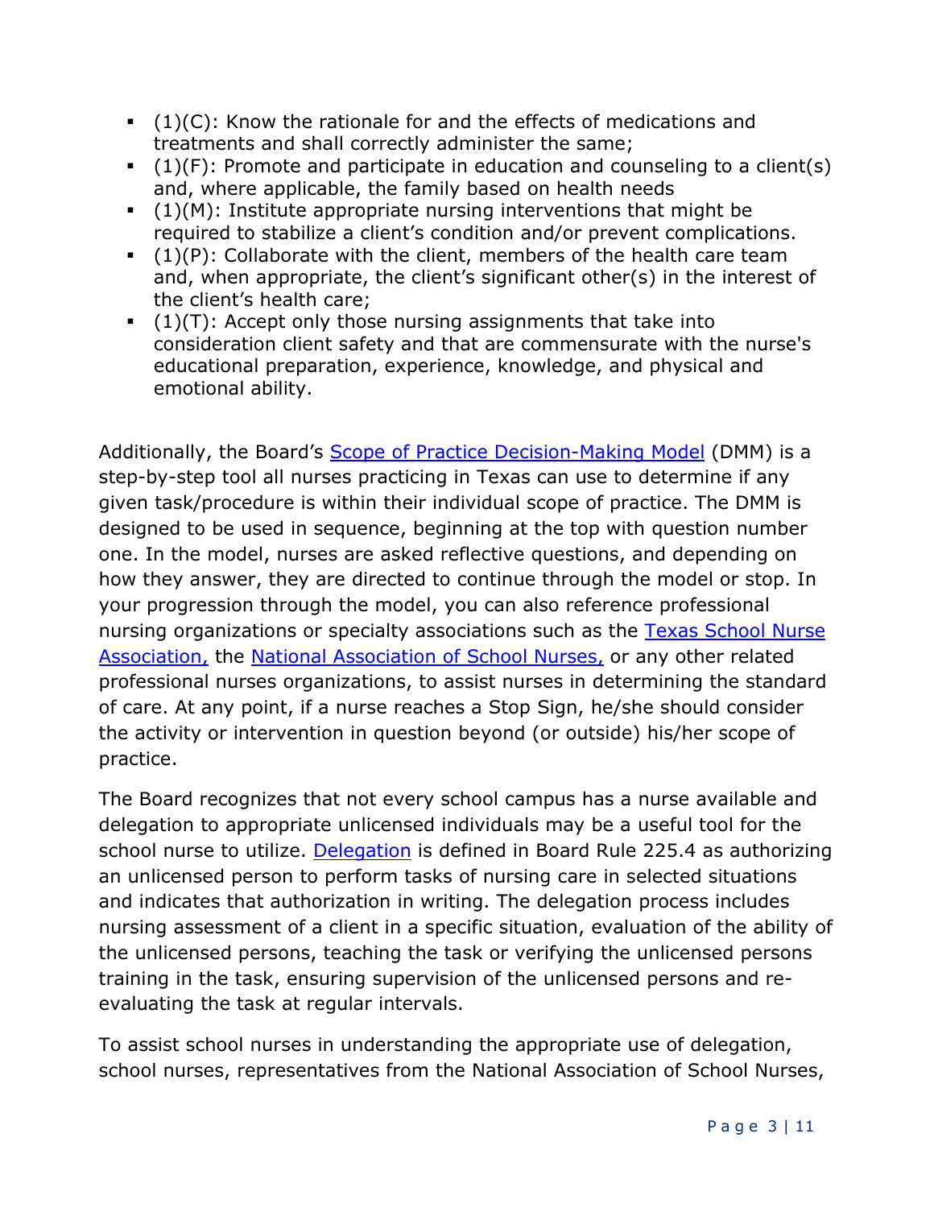- (1)(C): Know the rationale for and the effects of medications and treatments and shall correctly administer the same;
- (1)(F): Promote and participate in education and counseling to a client(s) and, where applicable, the family based on health needs
- (1)(M): Institute appropriate nursing interventions that might be required to stabilize a client's condition and/or prevent complications.
- (1)(P): Collaborate with the client, members of the health care team and, when appropriate, the client's significant other(s) in the interest of the client's health care;
- (1)(T): Accept only those nursing assignments that take into consideration client safety and that are commensurate with the nurse's educational preparation, experience, knowledge, and physical and emotional ability.

Additionally, the Board's Scope of Practice Decision-Making Model (DMM) is a step-by-step tool all nurses practicing in Texas can use to determine if any given task/procedure is within their individual scope of practice. The DMM is designed to be used in sequence, beginning at the top with question number one. In the model, nurses are asked reflective questions, and depending on how they answer, they are directed to continue through the model or stop. In your progression through the model, you can also reference professional nursing organizations or specialty associations such as the Texas School Nurse Association, the National Association of School Nurses, or any other related professional nurses organizations, to assist nurses in determining the standard of care. At any point, if a nurse reaches a Stop Sign, he/she should consider the activity or intervention in question beyond (or outside) his/her scope of practice.

The Board recognizes that not every school campus has a nurse available and delegation to appropriate unlicensed individuals may be a useful tool for the school nurse to utilize. Delegation is defined in Board Rule 225.4 as authorizing an unlicensed person to perform tasks of nursing care in selected situations and indicates that authorization in writing. The delegation process includes nursing assessment of a client in a specific situation, evaluation of the ability of the unlicensed persons, teaching the task or verifying the unlicensed persons training in the task, ensuring supervision of the unlicensed persons and re-evaluating the task at regular intervals.

To assist school nurses in understanding the appropriate use of delegation, school nurses, representatives from the National Association of School Nurses,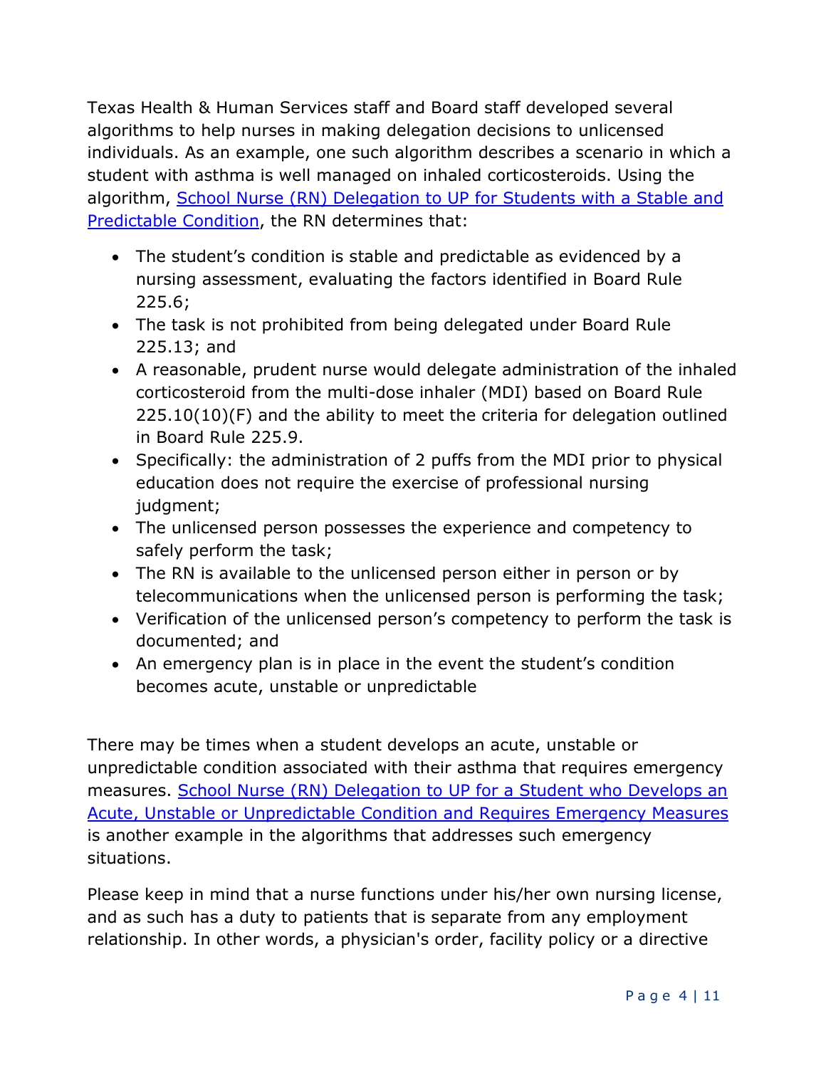Texas Health & Human Services staff and Board staff developed several algorithms to help nurses in making delegation decisions to unlicensed individuals. As an example, one such algorithm describes a scenario in which a student with asthma is well managed on inhaled corticosteroids. Using the algorithm, [School Nurse (RN) Delegation to UP for Students with a Stable and Predictable Condition](), the RN determines that:

- The student's condition is stable and predictable as evidenced by a nursing assessment, evaluating the factors identified in Board Rule 225.6;
- The task is not prohibited from being delegated under Board Rule 225.13; and
- A reasonable, prudent nurse would delegate administration of the inhaled corticosteroid from the multi-dose inhaler (MDI) based on Board Rule 225.10(10)(F) and the ability to meet the criteria for delegation outlined in Board Rule 225.9.
- Specifically: the administration of 2 puffs from the MDI prior to physical education does not require the exercise of professional nursing judgment;
- The unlicensed person possesses the experience and competency to safely perform the task;
- The RN is available to the unlicensed person either in person or by telecommunications when the unlicensed person is performing the task;
- Verification of the unlicensed person's competency to perform the task is documented; and
- An emergency plan is in place in the event the student's condition becomes acute, unstable or unpredictable

There may be times when a student develops an acute, unstable or unpredictable condition associated with their asthma that requires emergency measures. [School Nurse (RN) Delegation to UP for a Student who Develops an Acute, Unstable or Unpredictable Condition and Requires Emergency Measures]() is another example in the algorithms that addresses such emergency situations.

Please keep in mind that a nurse functions under his/her own nursing license, and as such has a duty to patients that is separate from any employment relationship. In other words, a physician's order, facility policy or a directive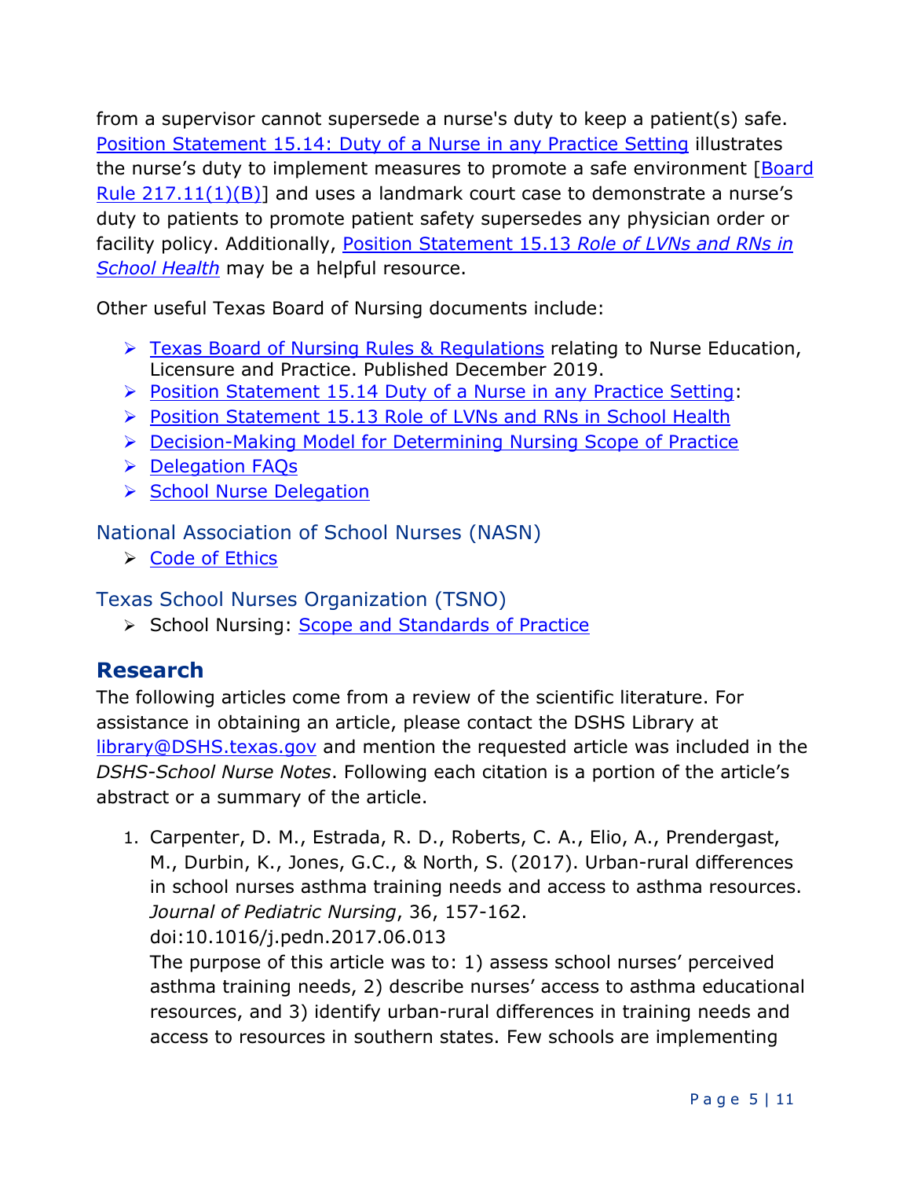from a supervisor cannot supersede a nurse's duty to keep a patient(s) safe. [Position Statement 15.14: Duty of a Nurse in any Practice Setting]() illustrates the nurse's duty to implement measures to promote a safe environment [[Board Rule 217.11(1)(B)]()] and uses a landmark court case to demonstrate a nurse's duty to patients to promote patient safety supersedes any physician order or facility policy. Additionally, [Position Statement 15.13 *Role of LVNs and RNs in School Health*]() may be a helpful resource.

Other useful Texas Board of Nursing documents include:

- [Texas Board of Nursing Rules & Regulations]() relating to Nurse Education, Licensure and Practice. Published December 2019.
- [Position Statement 15.14 Duty of a Nurse in any Practice Setting]():
- [Position Statement 15.13 Role of LVNs and RNs in School Health]()
- [Decision-Making Model for Determining Nursing Scope of Practice]()
- [Delegation FAQs]()
- [School Nurse Delegation]()

### National Association of School Nurses (NASN)

- [Code of Ethics]()

### Texas School Nurses Organization (TSNO)

- School Nursing: [Scope and Standards of Practice]()

## Research

The following articles come from a review of the scientific literature. For assistance in obtaining an article, please contact the DSHS Library at [library@DSHS.texas.gov]() and mention the requested article was included in the *DSHS-School Nurse Notes*. Following each citation is a portion of the article's abstract or a summary of the article.

1. Carpenter, D. M., Estrada, R. D., Roberts, C. A., Elio, A., Prendergast, M., Durbin, K., Jones, G.C., & North, S. (2017). Urban-rural differences in school nurses asthma training needs and access to asthma resources. *Journal of Pediatric Nursing*, 36, 157-162. doi:10.1016/j.pedn.2017.06.013
   The purpose of this article was to: 1) assess school nurses' perceived asthma training needs, 2) describe nurses' access to asthma educational resources, and 3) identify urban-rural differences in training needs and access to resources in southern states. Few schools are implementing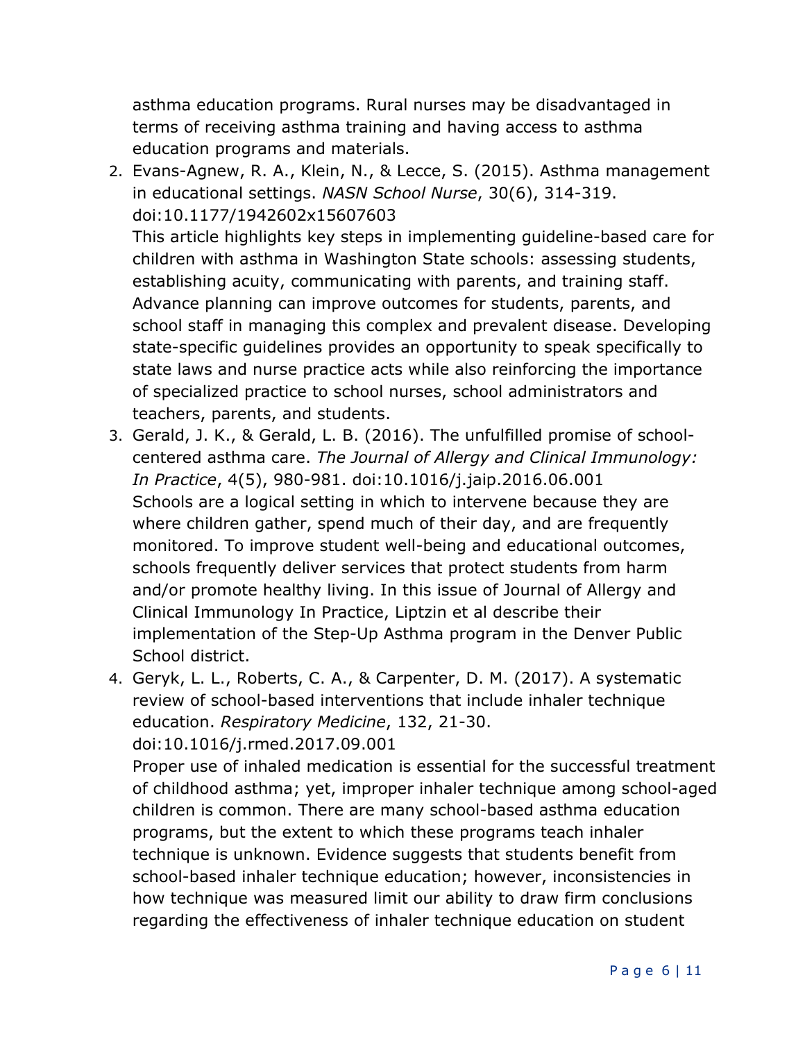asthma education programs. Rural nurses may be disadvantaged in terms of receiving asthma training and having access to asthma education programs and materials.

2. Evans-Agnew, R. A., Klein, N., & Lecce, S. (2015). Asthma management in educational settings. *NASN School Nurse*, 30(6), 314-319. doi:10.1177/1942602x15607603
   This article highlights key steps in implementing guideline-based care for children with asthma in Washington State schools: assessing students, establishing acuity, communicating with parents, and training staff. Advance planning can improve outcomes for students, parents, and school staff in managing this complex and prevalent disease. Developing state-specific guidelines provides an opportunity to speak specifically to state laws and nurse practice acts while also reinforcing the importance of specialized practice to school nurses, school administrators and teachers, parents, and students.
3. Gerald, J. K., & Gerald, L. B. (2016). The unfulfilled promise of school-centered asthma care. *The Journal of Allergy and Clinical Immunology: In Practice*, 4(5), 980-981. doi:10.1016/j.jaip.2016.06.001
   Schools are a logical setting in which to intervene because they are where children gather, spend much of their day, and are frequently monitored. To improve student well-being and educational outcomes, schools frequently deliver services that protect students from harm and/or promote healthy living. In this issue of Journal of Allergy and Clinical Immunology In Practice, Liptzin et al describe their implementation of the Step-Up Asthma program in the Denver Public School district.
4. Geryk, L. L., Roberts, C. A., & Carpenter, D. M. (2017). A systematic review of school-based interventions that include inhaler technique education. *Respiratory Medicine*, 132, 21-30. doi:10.1016/j.rmed.2017.09.001
   Proper use of inhaled medication is essential for the successful treatment of childhood asthma; yet, improper inhaler technique among school-aged children is common. There are many school-based asthma education programs, but the extent to which these programs teach inhaler technique is unknown. Evidence suggests that students benefit from school-based inhaler technique education; however, inconsistencies in how technique was measured limit our ability to draw firm conclusions regarding the effectiveness of inhaler technique education on student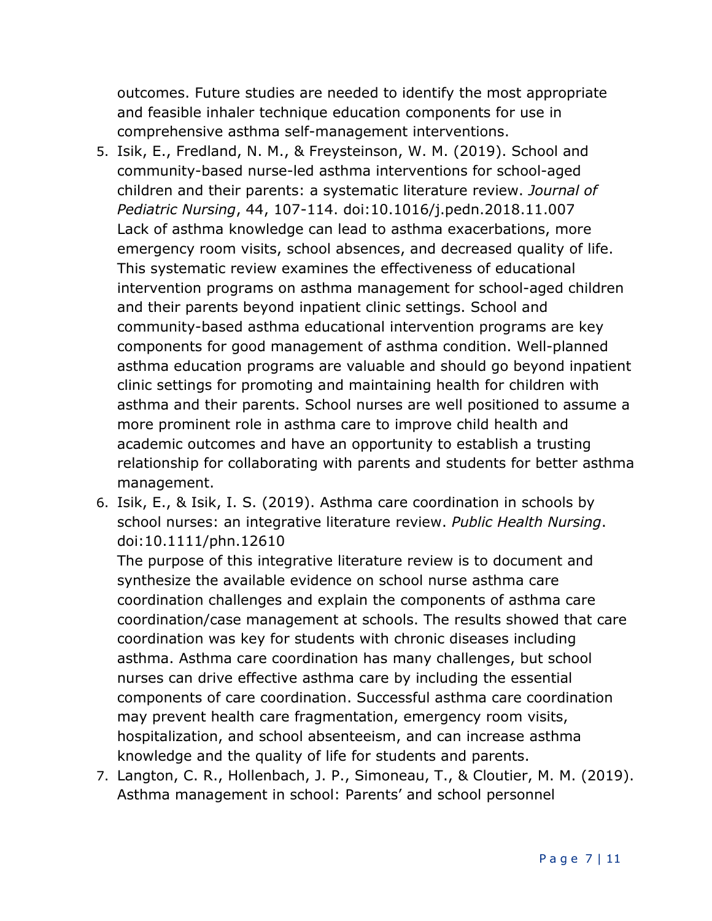outcomes. Future studies are needed to identify the most appropriate and feasible inhaler technique education components for use in comprehensive asthma self-management interventions.

5. Isik, E., Fredland, N. M., & Freysteinson, W. M. (2019). School and community-based nurse-led asthma interventions for school-aged children and their parents: a systematic literature review. *Journal of Pediatric Nursing*, 44, 107-114. doi:10.1016/j.pedn.2018.11.007
   Lack of asthma knowledge can lead to asthma exacerbations, more emergency room visits, school absences, and decreased quality of life. This systematic review examines the effectiveness of educational intervention programs on asthma management for school-aged children and their parents beyond inpatient clinic settings. School and community-based asthma educational intervention programs are key components for good management of asthma condition. Well-planned asthma education programs are valuable and should go beyond inpatient clinic settings for promoting and maintaining health for children with asthma and their parents. School nurses are well positioned to assume a more prominent role in asthma care to improve child health and academic outcomes and have an opportunity to establish a trusting relationship for collaborating with parents and students for better asthma management.
6. Isik, E., & Isik, I. S. (2019). Asthma care coordination in schools by school nurses: an integrative literature review. *Public Health Nursing*. doi:10.1111/phn.12610
   The purpose of this integrative literature review is to document and synthesize the available evidence on school nurse asthma care coordination challenges and explain the components of asthma care coordination/case management at schools. The results showed that care coordination was key for students with chronic diseases including asthma. Asthma care coordination has many challenges, but school nurses can drive effective asthma care by including the essential components of care coordination. Successful asthma care coordination may prevent health care fragmentation, emergency room visits, hospitalization, and school absenteeism, and can increase asthma knowledge and the quality of life for students and parents.
7. Langton, C. R., Hollenbach, J. P., Simoneau, T., & Cloutier, M. M. (2019). Asthma management in school: Parents' and school personnel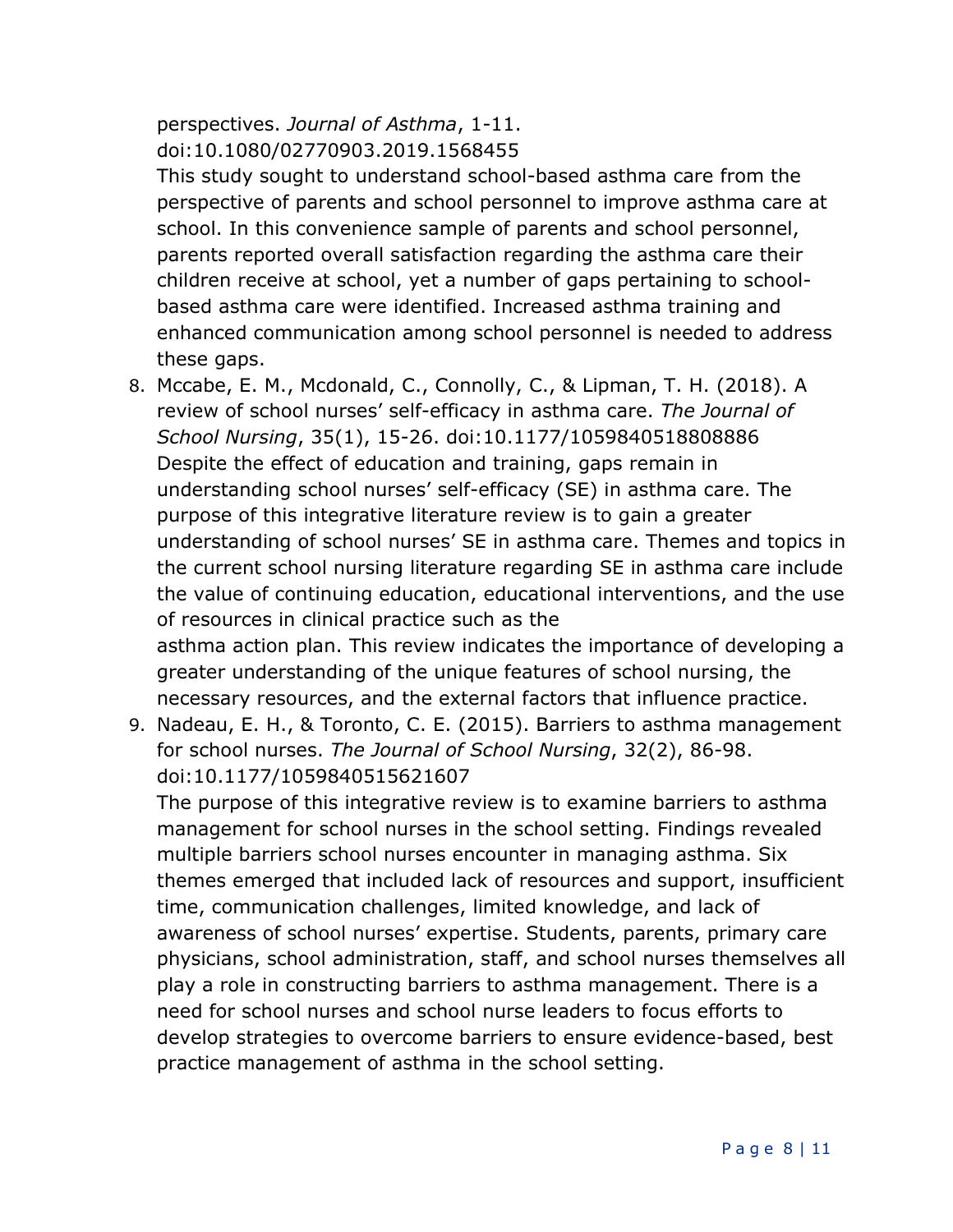perspectives. *Journal of Asthma*, 1-11. doi:10.1080/02770903.2019.1568455

This study sought to understand school-based asthma care from the perspective of parents and school personnel to improve asthma care at school. In this convenience sample of parents and school personnel, parents reported overall satisfaction regarding the asthma care their children receive at school, yet a number of gaps pertaining to school-based asthma care were identified. Increased asthma training and enhanced communication among school personnel is needed to address these gaps.

8. Mccabe, E. M., Mcdonald, C., Connolly, C., & Lipman, T. H. (2018). A review of school nurses' self-efficacy in asthma care. *The Journal of School Nursing*, 35(1), 15-26. doi:10.1177/1059840518808886
   Despite the effect of education and training, gaps remain in understanding school nurses' self-efficacy (SE) in asthma care. The purpose of this integrative literature review is to gain a greater understanding of school nurses' SE in asthma care. Themes and topics in the current school nursing literature regarding SE in asthma care include the value of continuing education, educational interventions, and the use of resources in clinical practice such as the asthma action plan. This review indicates the importance of developing a greater understanding of the unique features of school nursing, the necessary resources, and the external factors that influence practice.
9. Nadeau, E. H., & Toronto, C. E. (2015). Barriers to asthma management for school nurses. *The Journal of School Nursing*, 32(2), 86-98. doi:10.1177/1059840515621607
   The purpose of this integrative review is to examine barriers to asthma management for school nurses in the school setting. Findings revealed multiple barriers school nurses encounter in managing asthma. Six themes emerged that included lack of resources and support, insufficient time, communication challenges, limited knowledge, and lack of awareness of school nurses' expertise. Students, parents, primary care physicians, school administration, staff, and school nurses themselves all play a role in constructing barriers to asthma management. There is a need for school nurses and school nurse leaders to focus efforts to develop strategies to overcome barriers to ensure evidence-based, best practice management of asthma in the school setting.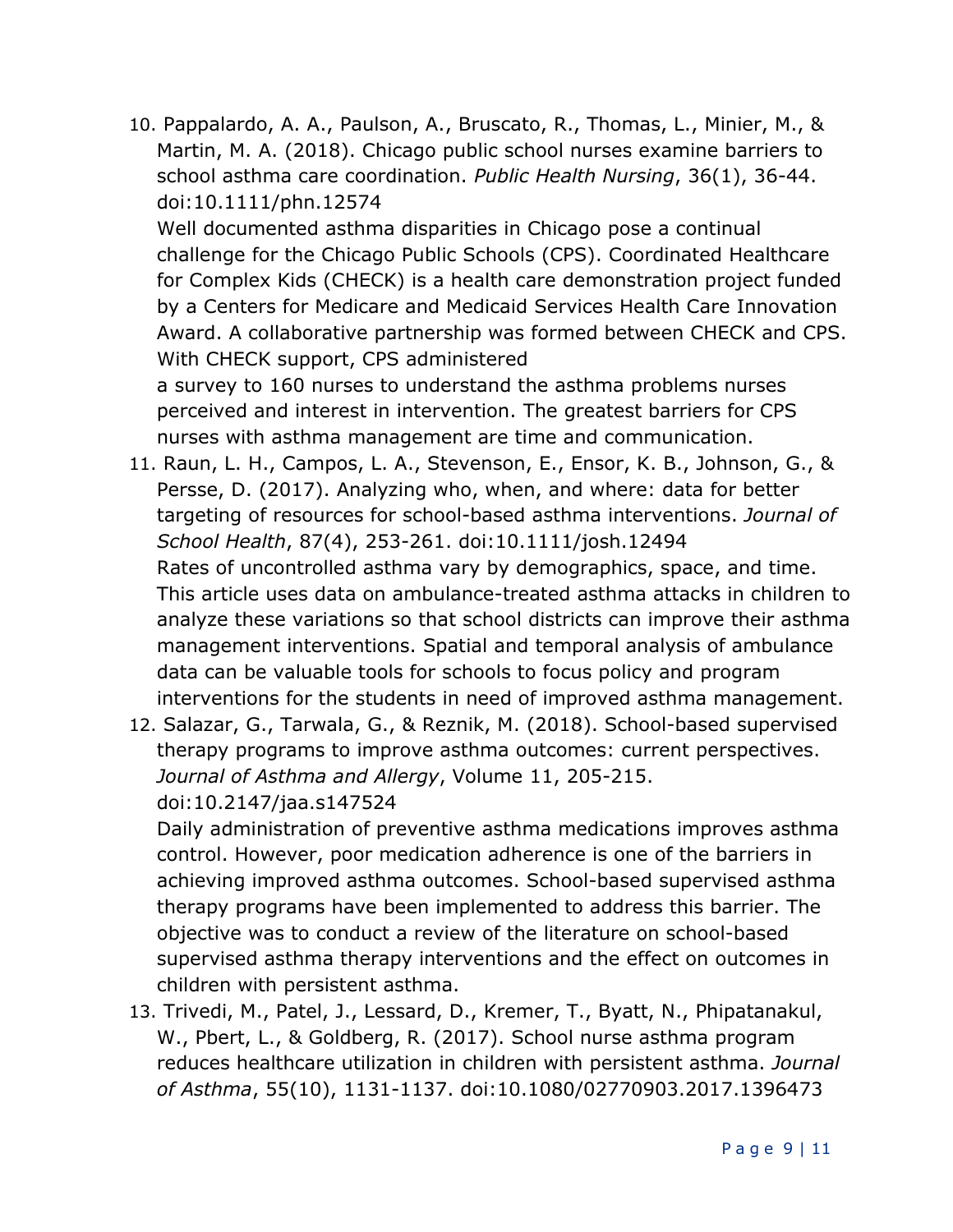10. Pappalardo, A. A., Paulson, A., Bruscato, R., Thomas, L., Minier, M., & Martin, M. A. (2018). Chicago public school nurses examine barriers to school asthma care coordination. *Public Health Nursing*, 36(1), 36-44. doi:10.1111/phn.12574

    Well documented asthma disparities in Chicago pose a continual challenge for the Chicago Public Schools (CPS). Coordinated Healthcare for Complex Kids (CHECK) is a health care demonstration project funded by a Centers for Medicare and Medicaid Services Health Care Innovation Award. A collaborative partnership was formed between CHECK and CPS. With CHECK support, CPS administered a survey to 160 nurses to understand the asthma problems nurses perceived and interest in intervention. The greatest barriers for CPS nurses with asthma management are time and communication.

11. Raun, L. H., Campos, L. A., Stevenson, E., Ensor, K. B., Johnson, G., & Persse, D. (2017). Analyzing who, when, and where: data for better targeting of resources for school-based asthma interventions. *Journal of School Health*, 87(4), 253-261. doi:10.1111/josh.12494

    Rates of uncontrolled asthma vary by demographics, space, and time. This article uses data on ambulance-treated asthma attacks in children to analyze these variations so that school districts can improve their asthma management interventions. Spatial and temporal analysis of ambulance data can be valuable tools for schools to focus policy and program interventions for the students in need of improved asthma management.

12. Salazar, G., Tarwala, G., & Reznik, M. (2018). School-based supervised therapy programs to improve asthma outcomes: current perspectives. *Journal of Asthma and Allergy*, Volume 11, 205-215. doi:10.2147/jaa.s147524

    Daily administration of preventive asthma medications improves asthma control. However, poor medication adherence is one of the barriers in achieving improved asthma outcomes. School-based supervised asthma therapy programs have been implemented to address this barrier. The objective was to conduct a review of the literature on school-based supervised asthma therapy interventions and the effect on outcomes in children with persistent asthma.

13. Trivedi, M., Patel, J., Lessard, D., Kremer, T., Byatt, N., Phipatanakul, W., Pbert, L., & Goldberg, R. (2017). School nurse asthma program reduces healthcare utilization in children with persistent asthma. *Journal of Asthma*, 55(10), 1131-1137. doi:10.1080/02770903.2017.1396473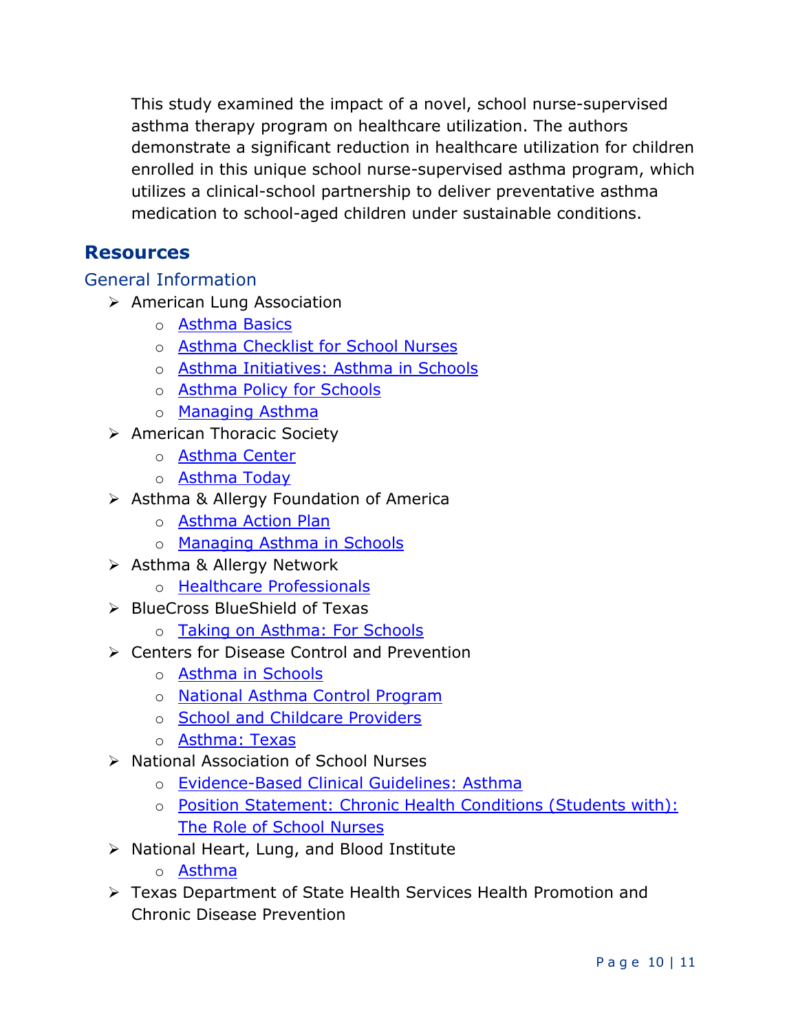This study examined the impact of a novel, school nurse-supervised asthma therapy program on healthcare utilization. The authors demonstrate a significant reduction in healthcare utilization for children enrolled in this unique school nurse-supervised asthma program, which utilizes a clinical-school partnership to deliver preventative asthma medication to school-aged children under sustainable conditions.

## Resources

### General Information

- American Lung Association
  - Asthma Basics
  - Asthma Checklist for School Nurses
  - Asthma Initiatives: Asthma in Schools
  - Asthma Policy for Schools
  - Managing Asthma
- American Thoracic Society
  - Asthma Center
  - Asthma Today
- Asthma & Allergy Foundation of America
  - Asthma Action Plan
  - Managing Asthma in Schools
- Asthma & Allergy Network
  - Healthcare Professionals
- BlueCross BlueShield of Texas
  - Taking on Asthma: For Schools
- Centers for Disease Control and Prevention
  - Asthma in Schools
  - National Asthma Control Program
  - School and Childcare Providers
  - Asthma: Texas
- National Association of School Nurses
  - Evidence-Based Clinical Guidelines: Asthma
  - Position Statement: Chronic Health Conditions (Students with): The Role of School Nurses
- National Heart, Lung, and Blood Institute
  - Asthma
- Texas Department of State Health Services Health Promotion and Chronic Disease Prevention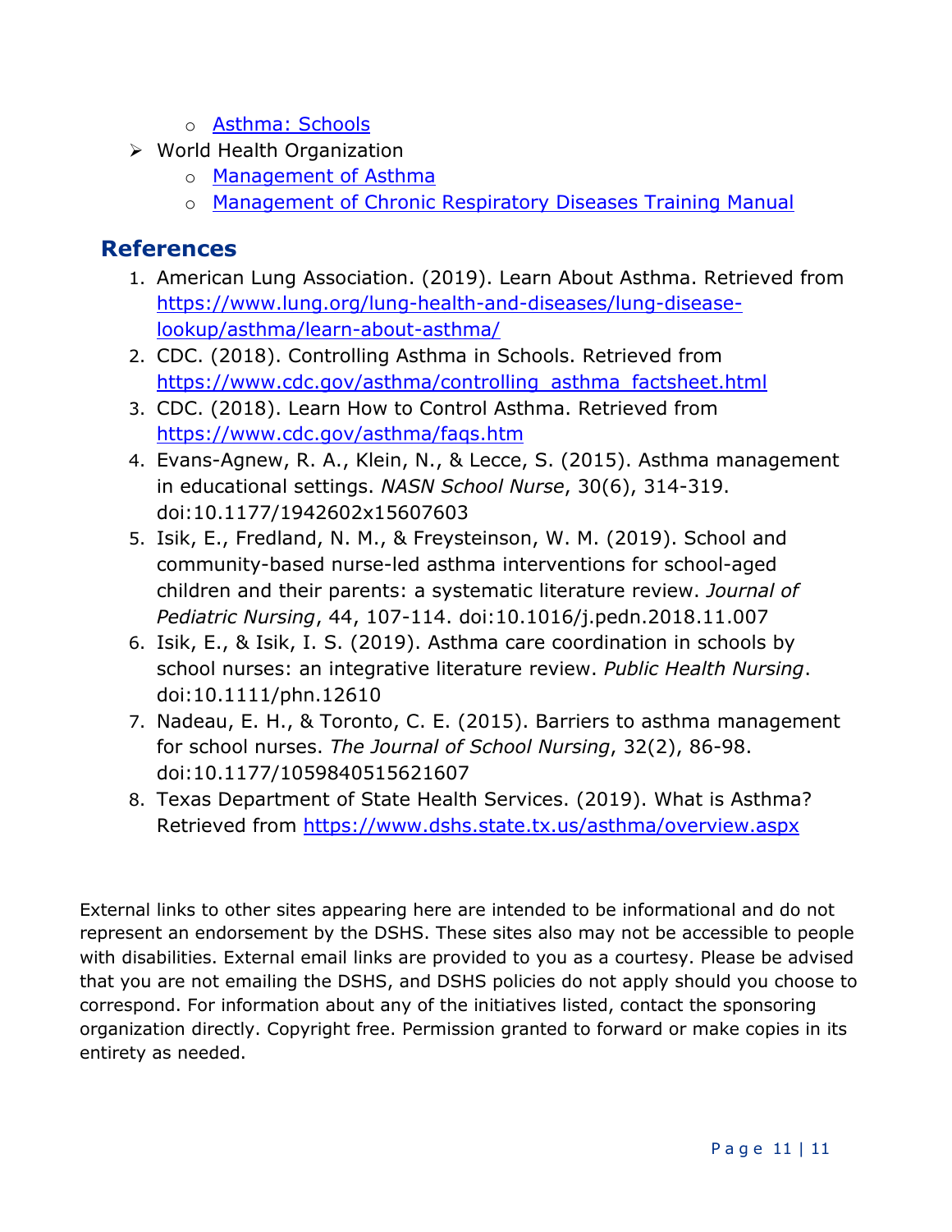- [Asthma: Schools](#)
- World Health Organization
    - [Management of Asthma](#)
    - [Management of Chronic Respiratory Diseases Training Manual](#)

## References

1. American Lung Association. (2019). Learn About Asthma. Retrieved from https://www.lung.org/lung-health-and-diseases/lung-disease-lookup/asthma/learn-about-asthma/
2. CDC. (2018). Controlling Asthma in Schools. Retrieved from https://www.cdc.gov/asthma/controlling_asthma_factsheet.html
3. CDC. (2018). Learn How to Control Asthma. Retrieved from https://www.cdc.gov/asthma/faqs.htm
4. Evans-Agnew, R. A., Klein, N., & Lecce, S. (2015). Asthma management in educational settings. *NASN School Nurse*, 30(6), 314-319. doi:10.1177/1942602x15607603
5. Isik, E., Fredland, N. M., & Freysteinson, W. M. (2019). School and community-based nurse-led asthma interventions for school-aged children and their parents: a systematic literature review. *Journal of Pediatric Nursing*, 44, 107-114. doi:10.1016/j.pedn.2018.11.007
6. Isik, E., & Isik, I. S. (2019). Asthma care coordination in schools by school nurses: an integrative literature review. *Public Health Nursing*. doi:10.1111/phn.12610
7. Nadeau, E. H., & Toronto, C. E. (2015). Barriers to asthma management for school nurses. *The Journal of School Nursing*, 32(2), 86-98. doi:10.1177/1059840515621607
8. Texas Department of State Health Services. (2019). What is Asthma? Retrieved from https://www.dshs.state.tx.us/asthma/overview.aspx

External links to other sites appearing here are intended to be informational and do not represent an endorsement by the DSHS. These sites also may not be accessible to people with disabilities. External email links are provided to you as a courtesy. Please be advised that you are not emailing the DSHS, and DSHS policies do not apply should you choose to correspond. For information about any of the initiatives listed, contact the sponsoring organization directly. Copyright free. Permission granted to forward or make copies in its entirety as needed.